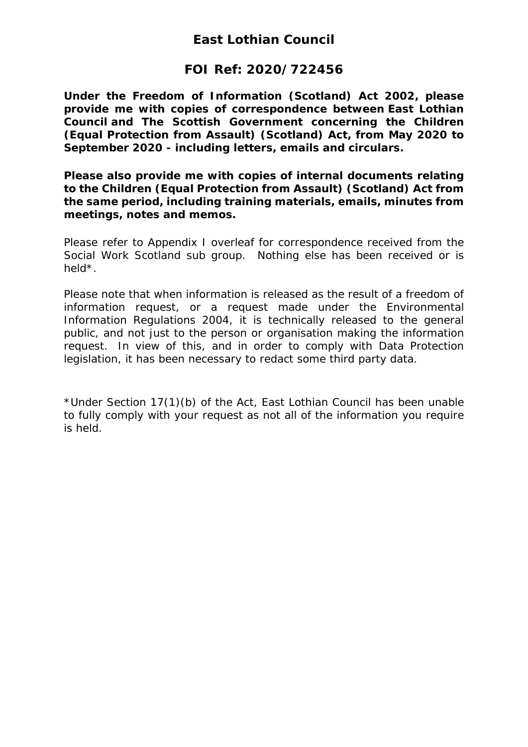# East Lothian Council

## FOI Ref: 2020/722456

**Under the Freedom of Information (Scotland) Act 2002, please provide me with copies of correspondence between East Lothian Council and The Scottish Government concerning the Children (Equal Protection from Assault) (Scotland) Act, from May 2020 to September 2020 - including letters, emails and circulars.**

**Please also provide me with copies of internal documents relating to the Children (Equal Protection from Assault) (Scotland) Act from the same period, including training materials, emails, minutes from meetings, notes and memos.**

Please refer to Appendix I overleaf for correspondence received from the Social Work Scotland sub group. Nothing else has been received or is held*.

Please note that when information is released as the result of a freedom of information request, or a request made under the Environmental Information Regulations 2004, it is technically released to the general public, and not just to the person or organisation making the information request. In view of this, and in order to comply with Data Protection legislation, it has been necessary to redact some third party data.

*Under Section 17(1)(b) of the Act, East Lothian Council has been unable to fully comply with your request as not all of the information you require is held.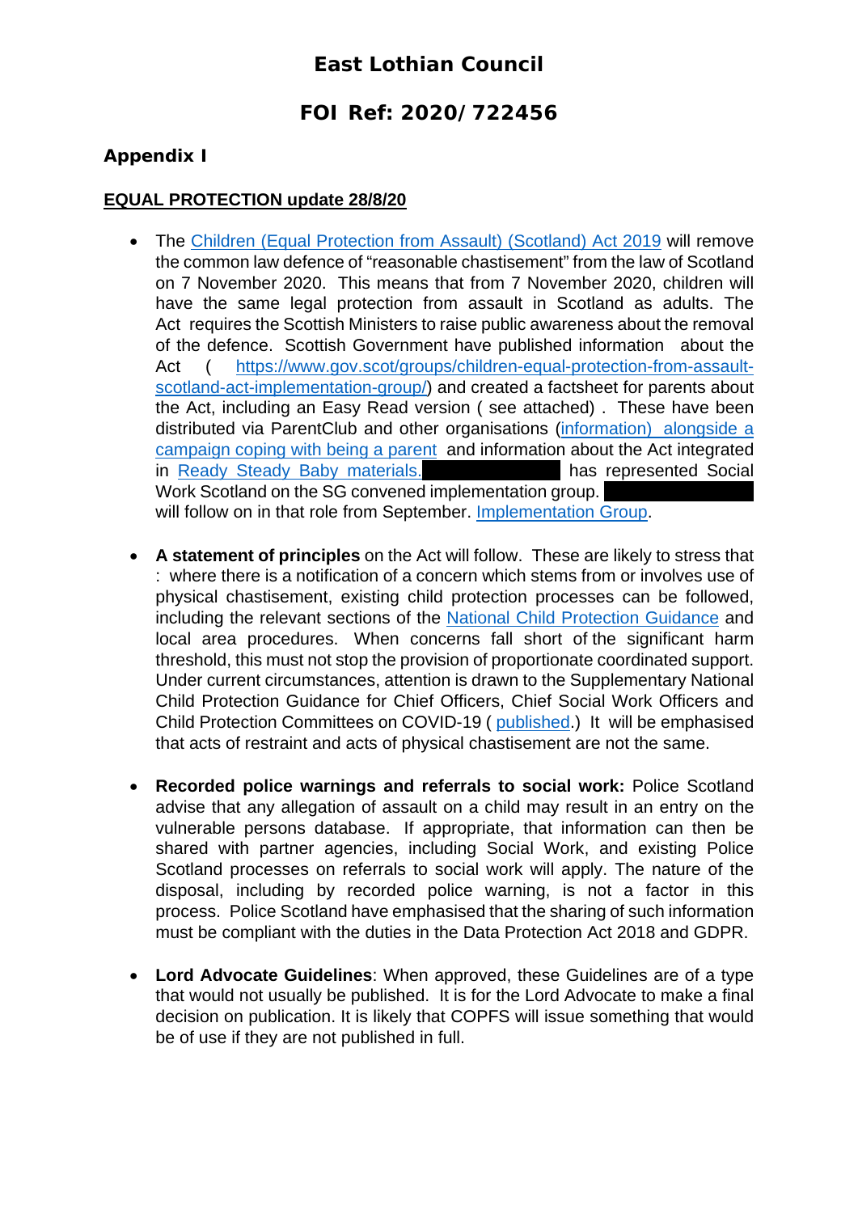# East Lothian Council

## FOI Ref: 2020/722456

### Appendix I

**EQUAL PROTECTION update 28/8/20**

- The Children (Equal Protection from Assault) (Scotland) Act 2019 will remove the common law defence of "reasonable chastisement" from the law of Scotland on 7 November 2020. This means that from 7 November 2020, children will have the same legal protection from assault in Scotland as adults. The Act requires the Scottish Ministers to raise public awareness about the removal of the defence. Scottish Government have published information about the Act ( https://www.gov.scot/groups/children-equal-protection-from-assault-scotland-act-implementation-group/) and created a factsheet for parents about the Act, including an Easy Read version ( see attached) . These have been distributed via ParentClub and other organisations (information) alongside a campaign coping with being a parent and information about the Act integrated in Ready Steady Baby materials. ██████ has represented Social Work Scotland on the SG convened implementation group. ██████ will follow on in that role from September. Implementation Group.

- **A statement of principles** on the Act will follow. These are likely to stress that : where there is a notification of a concern which stems from or involves use of physical chastisement, existing child protection processes can be followed, including the relevant sections of the National Child Protection Guidance and local area procedures. When concerns fall short of the significant harm threshold, this must not stop the provision of proportionate coordinated support. Under current circumstances, attention is drawn to the Supplementary National Child Protection Guidance for Chief Officers, Chief Social Work Officers and Child Protection Committees on COVID-19 ( published.) It will be emphasised that acts of restraint and acts of physical chastisement are not the same.

- **Recorded police warnings and referrals to social work:** Police Scotland advise that any allegation of assault on a child may result in an entry on the vulnerable persons database. If appropriate, that information can then be shared with partner agencies, including Social Work, and existing Police Scotland processes on referrals to social work will apply. The nature of the disposal, including by recorded police warning, is not a factor in this process. Police Scotland have emphasised that the sharing of such information must be compliant with the duties in the Data Protection Act 2018 and GDPR.

- **Lord Advocate Guidelines**: When approved, these Guidelines are of a type that would not usually be published. It is for the Lord Advocate to make a final decision on publication. It is likely that COPFS will issue something that would be of use if they are not published in full.